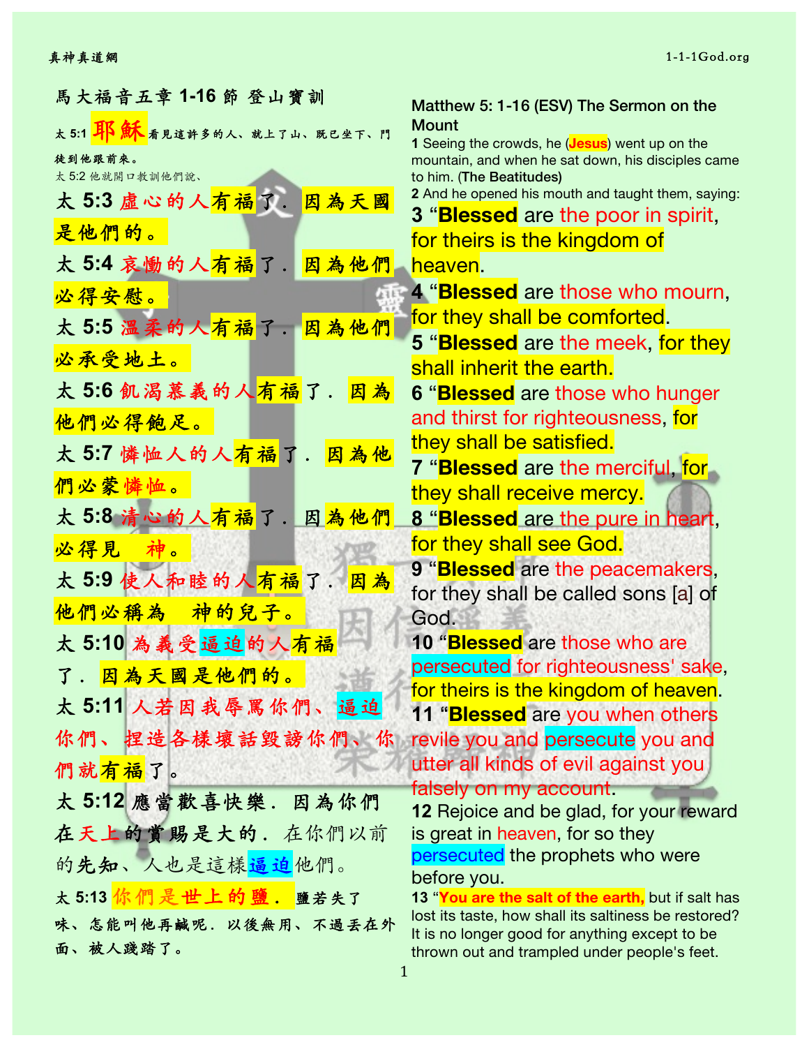## 馬大福音五章 1-16 節 登山寶訓

太 5:1 **耶穌**看見這許多的人、就上了山、既已坐下、門徒到他跟前來。

太 5:2 他就開口教訓他們說、

**太 5:3 虛心的人有福了．因為天國是他們的。**

**太 5:4 哀慟的人有福了．因為他們必得安慰。**

**太 5:5 溫柔的人有福了．因為他們必承受地土。**

**太 5:6 飢渴慕義的人有福了．因為他們必得飽足。**

**太 5:7 憐恤人的人有福了．因為他們必蒙憐恤。**

**太 5:8 清心的人有福了．因為他們必得見　神。**

**太 5:9 使人和睦的人有福了．因為他們必稱為　神的兒子。**

**太 5:10 為義受逼迫的人有福了．因為天國是他們的。**

**太 5:11 人若因我辱罵你們、逼迫你們、捏造各樣壞話毀謗你們、你們就有福了。**

**太 5:12 應當歡喜快樂．因為你們在天上的賞賜是大的．在你們以前的先知、人也是這樣逼迫他們。**

太 5:13 **你們是世上的鹽．**鹽若失了味、怎能叫他再鹹呢．以後無用、不過丟在外面、被人踐踏了。

## Matthew 5: 1-16 (ESV) The Sermon on the Mount

**1** Seeing the crowds, he (**Jesus**) went up on the mountain, and when he sat down, his disciples came to him. (**The Beatitudes**)

**2** And he opened his mouth and taught them, saying:

**3** “**Blessed** are the poor in spirit, for theirs is the kingdom of heaven.

**4** “**Blessed** are those who mourn, for they shall be comforted.

**5** “**Blessed** are the meek, for they shall inherit the earth.

**6** “**Blessed** are those who hunger and thirst for righteousness, for they shall be satisfied.

**7** “**Blessed** are the merciful, for they shall receive mercy.

**8** “**Blessed** are the pure in heart, for they shall see God.

**9** “**Blessed** are the peacemakers, for they shall be called sons [a] of God.

**10** “**Blessed** are those who are persecuted for righteousness' sake, for theirs is the kingdom of heaven.

**11** “**Blessed** are you when others revile you and persecute you and utter all kinds of evil against you falsely on my account.

**12** Rejoice and be glad, for your reward is great in heaven, for so they persecuted the prophets who were before you.

**13** “**You are the salt of the earth,** but if salt has lost its taste, how shall its saltiness be restored? It is no longer good for anything except to be thrown out and trampled under people's feet.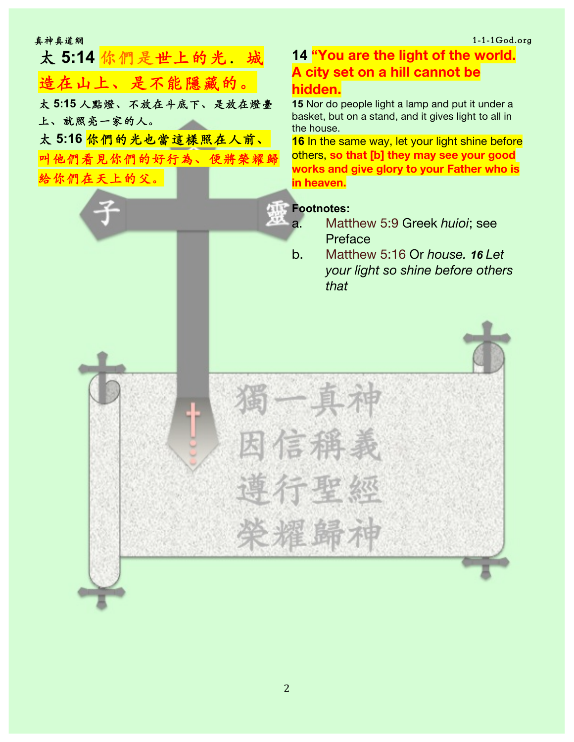太 5:14 **你們是世上的光．城造在山上、是不能隱藏的。**

太 5:15 人點燈、不放在斗底下、是放在燈臺上、就照亮一家的人。

太 5:16 **你們的光也當這樣照在人前、叫他們看見你們的好行為、便將榮耀歸給你們在天上的父。**

**14 “You are the light of the world. A city set on a hill cannot be hidden.**

**15** Nor do people light a lamp and put it under a basket, but on a stand, and it gives light to all in the house.

**16** In the same way, let your light shine before others, **so that [b] they may see your good works and give glory to your Father who is in heaven.**

**Footnotes:**

a. Matthew 5:9 Greek *huioi*; see Preface

b. Matthew 5:16 Or *house.* ***16*** *Let your light so shine before others that*

子

靈

獨一真神
因信稱義
遵行聖經
榮耀歸神